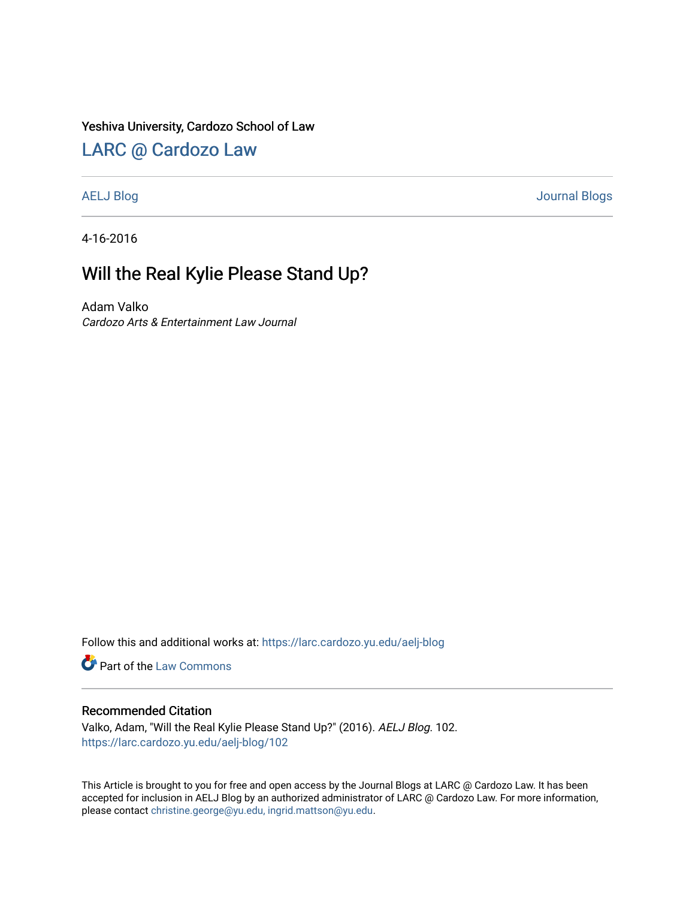Yeshiva University, Cardozo School of Law

## LARC @ Cardozo Law

AELJ Blog | Journal Blogs

4-16-2016

# Will the Real Kylie Please Stand Up?

Adam Valko
*Cardozo Arts & Entertainment Law Journal*

Follow this and additional works at: https://larc.cardozo.yu.edu/aelj-blog

Part of the Law Commons

### Recommended Citation

Valko, Adam, "Will the Real Kylie Please Stand Up?" (2016). *AELJ Blog*. 102.
https://larc.cardozo.yu.edu/aelj-blog/102

This Article is brought to you for free and open access by the Journal Blogs at LARC @ Cardozo Law. It has been accepted for inclusion in AELJ Blog by an authorized administrator of LARC @ Cardozo Law. For more information, please contact christine.george@yu.edu, ingrid.mattson@yu.edu.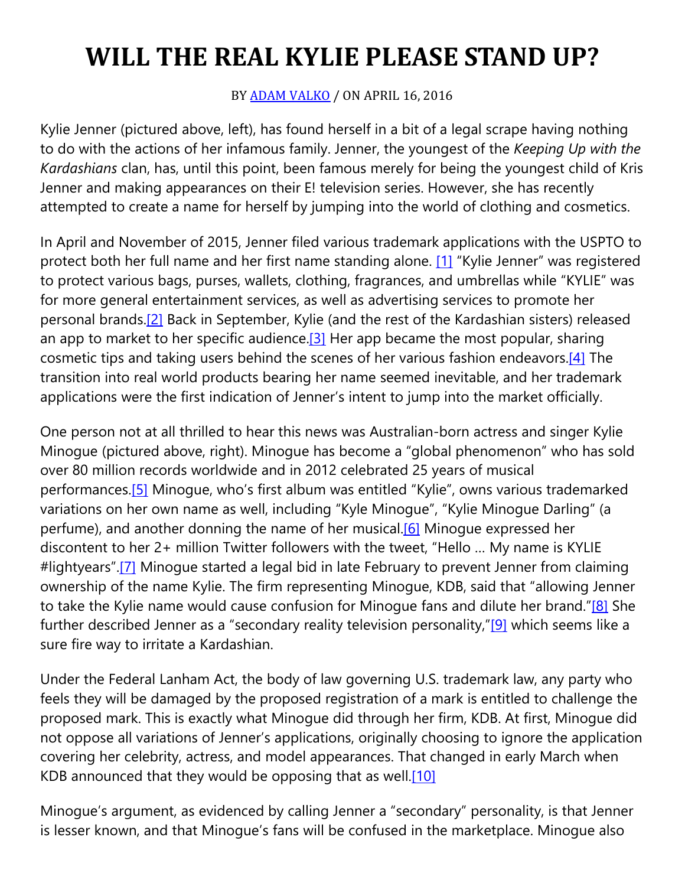# WILL THE REAL KYLIE PLEASE STAND UP?

BY ADAM VALKO / ON APRIL 16, 2016

Kylie Jenner (pictured above, left), has found herself in a bit of a legal scrape having nothing to do with the actions of her infamous family. Jenner, the youngest of the *Keeping Up with the Kardashians* clan, has, until this point, been famous merely for being the youngest child of Kris Jenner and making appearances on their E! television series. However, she has recently attempted to create a name for herself by jumping into the world of clothing and cosmetics.

In April and November of 2015, Jenner filed various trademark applications with the USPTO to protect both her full name and her first name standing alone. [1] "Kylie Jenner" was registered to protect various bags, purses, wallets, clothing, fragrances, and umbrellas while "KYLIE" was for more general entertainment services, as well as advertising services to promote her personal brands.[2] Back in September, Kylie (and the rest of the Kardashian sisters) released an app to market to her specific audience.[3] Her app became the most popular, sharing cosmetic tips and taking users behind the scenes of her various fashion endeavors.[4] The transition into real world products bearing her name seemed inevitable, and her trademark applications were the first indication of Jenner's intent to jump into the market officially.

One person not at all thrilled to hear this news was Australian-born actress and singer Kylie Minogue (pictured above, right). Minogue has become a "global phenomenon" who has sold over 80 million records worldwide and in 2012 celebrated 25 years of musical performances.[5] Minogue, who's first album was entitled "Kylie", owns various trademarked variations on her own name as well, including "Kyle Minogue", "Kylie Minogue Darling" (a perfume), and another donning the name of her musical.[6] Minogue expressed her discontent to her 2+ million Twitter followers with the tweet, "Hello … My name is KYLIE #lightyears".[7] Minogue started a legal bid in late February to prevent Jenner from claiming ownership of the name Kylie. The firm representing Minogue, KDB, said that "allowing Jenner to take the Kylie name would cause confusion for Minogue fans and dilute her brand."[8] She further described Jenner as a "secondary reality television personality,"[9] which seems like a sure fire way to irritate a Kardashian.

Under the Federal Lanham Act, the body of law governing U.S. trademark law, any party who feels they will be damaged by the proposed registration of a mark is entitled to challenge the proposed mark. This is exactly what Minogue did through her firm, KDB. At first, Minogue did not oppose all variations of Jenner's applications, originally choosing to ignore the application covering her celebrity, actress, and model appearances. That changed in early March when KDB announced that they would be opposing that as well.[10]

Minogue's argument, as evidenced by calling Jenner a "secondary" personality, is that Jenner is lesser known, and that Minogue's fans will be confused in the marketplace. Minogue also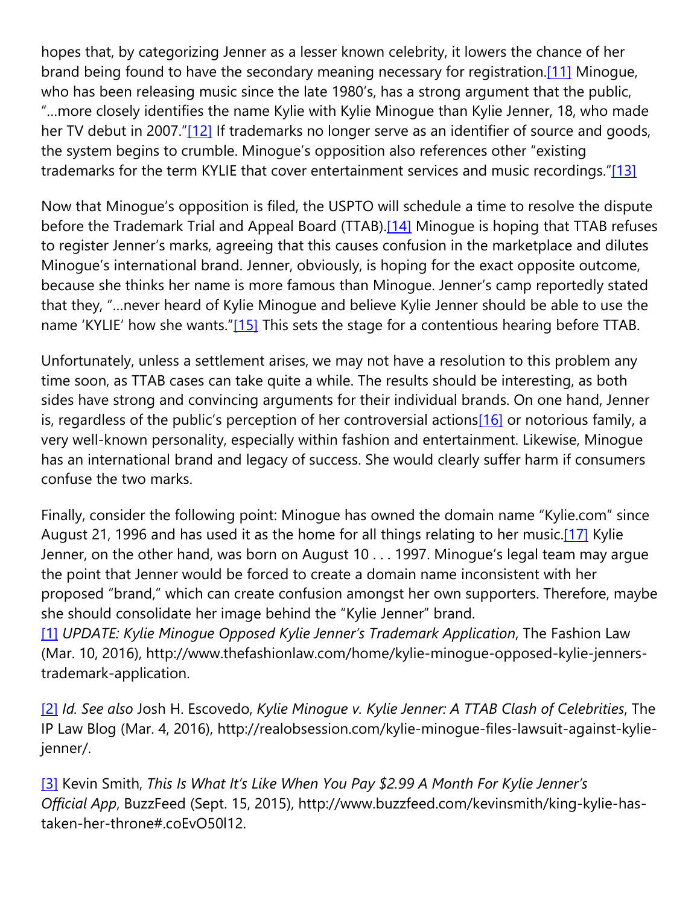hopes that, by categorizing Jenner as a lesser known celebrity, it lowers the chance of her brand being found to have the secondary meaning necessary for registration.[11] Minogue, who has been releasing music since the late 1980's, has a strong argument that the public, "…more closely identifies the name Kylie with Kylie Minogue than Kylie Jenner, 18, who made her TV debut in 2007."[12] If trademarks no longer serve as an identifier of source and goods, the system begins to crumble. Minogue's opposition also references other "existing trademarks for the term KYLIE that cover entertainment services and music recordings."[13]

Now that Minogue's opposition is filed, the USPTO will schedule a time to resolve the dispute before the Trademark Trial and Appeal Board (TTAB).[14] Minogue is hoping that TTAB refuses to register Jenner's marks, agreeing that this causes confusion in the marketplace and dilutes Minogue's international brand. Jenner, obviously, is hoping for the exact opposite outcome, because she thinks her name is more famous than Minogue. Jenner's camp reportedly stated that they, "…never heard of Kylie Minogue and believe Kylie Jenner should be able to use the name 'KYLIE' how she wants."[15] This sets the stage for a contentious hearing before TTAB.

Unfortunately, unless a settlement arises, we may not have a resolution to this problem any time soon, as TTAB cases can take quite a while. The results should be interesting, as both sides have strong and convincing arguments for their individual brands. On one hand, Jenner is, regardless of the public's perception of her controversial actions[16] or notorious family, a very well-known personality, especially within fashion and entertainment. Likewise, Minogue has an international brand and legacy of success. She would clearly suffer harm if consumers confuse the two marks.

Finally, consider the following point: Minogue has owned the domain name "Kylie.com" since August 21, 1996 and has used it as the home for all things relating to her music.[17] Kylie Jenner, on the other hand, was born on August 10 . . . 1997. Minogue's legal team may argue the point that Jenner would be forced to create a domain name inconsistent with her proposed "brand," which can create confusion amongst her own supporters. Therefore, maybe she should consolidate her image behind the "Kylie Jenner" brand.

[1] *UPDATE: Kylie Minogue Opposed Kylie Jenner's Trademark Application*, The Fashion Law (Mar. 10, 2016), http://www.thefashionlaw.com/home/kylie-minogue-opposed-kylie-jenners-trademark-application.

[2] *Id. See also* Josh H. Escovedo, *Kylie Minogue v. Kylie Jenner: A TTAB Clash of Celebrities*, The IP Law Blog (Mar. 4, 2016), http://realobsession.com/kylie-minogue-files-lawsuit-against-kylie-jenner/.

[3] Kevin Smith, *This Is What It's Like When You Pay $2.99 A Month For Kylie Jenner's Official App*, BuzzFeed (Sept. 15, 2015), http://www.buzzfeed.com/kevinsmith/king-kylie-has-taken-her-throne#.coEvO50l12.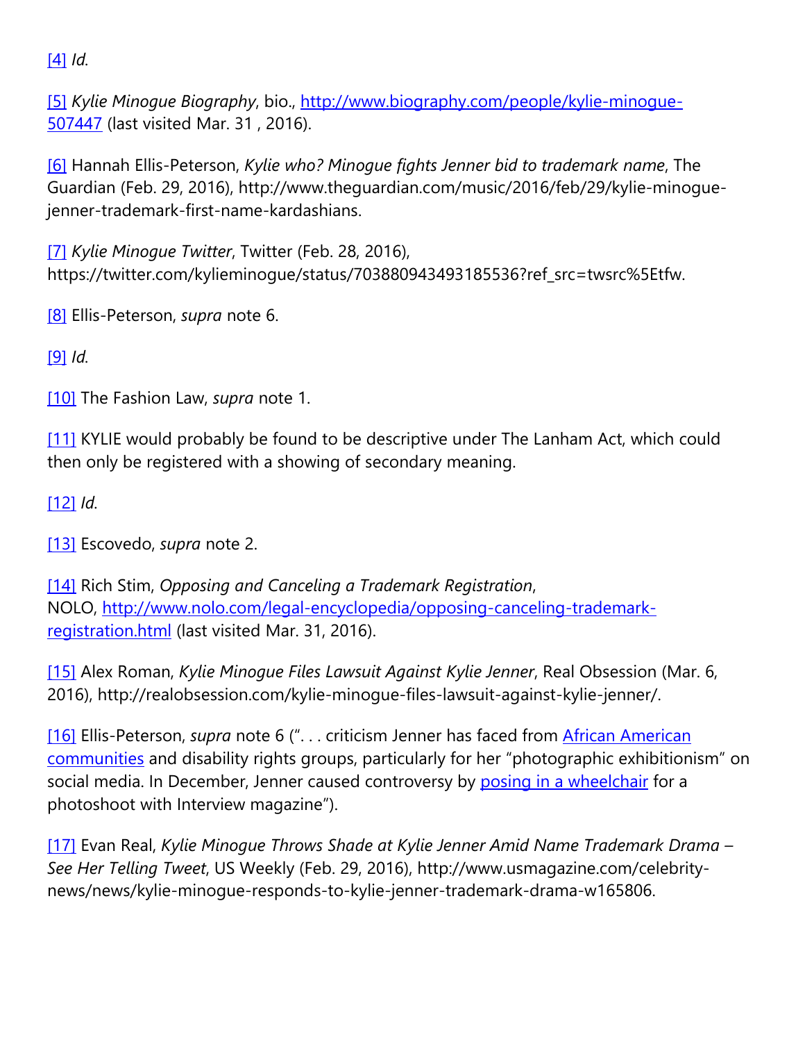[4] *Id*.

[5] *Kylie Minogue Biography*, bio., http://www.biography.com/people/kylie-minogue-507447 (last visited Mar. 31 , 2016).

[6] Hannah Ellis-Peterson, *Kylie who? Minogue fights Jenner bid to trademark name*, The Guardian (Feb. 29, 2016), http://www.theguardian.com/music/2016/feb/29/kylie-minogue-jenner-trademark-first-name-kardashians.

[7] *Kylie Minogue Twitter*, Twitter (Feb. 28, 2016), https://twitter.com/kylieminogue/status/703880943493185536?ref_src=twsrc%5Etfw.

[8] Ellis-Peterson, *supra* note 6.

[9] *Id*.

[10] The Fashion Law, *supra* note 1.

[11] KYLIE would probably be found to be descriptive under The Lanham Act, which could then only be registered with a showing of secondary meaning.

[12] *Id*.

[13] Escovedo, *supra* note 2.

[14] Rich Stim, *Opposing and Canceling a Trademark Registration*, NOLO, http://www.nolo.com/legal-encyclopedia/opposing-canceling-trademark-registration.html (last visited Mar. 31, 2016).

[15] Alex Roman, *Kylie Minogue Files Lawsuit Against Kylie Jenner*, Real Obsession (Mar. 6, 2016), http://realobsession.com/kylie-minogue-files-lawsuit-against-kylie-jenner/.

[16] Ellis-Peterson, *supra* note 6 (". . . criticism Jenner has faced from African American communities and disability rights groups, particularly for her "photographic exhibitionism" on social media. In December, Jenner caused controversy by posing in a wheelchair for a photoshoot with Interview magazine").

[17] Evan Real, *Kylie Minogue Throws Shade at Kylie Jenner Amid Name Trademark Drama – See Her Telling Tweet*, US Weekly (Feb. 29, 2016), http://www.usmagazine.com/celebrity-news/news/kylie-minogue-responds-to-kylie-jenner-trademark-drama-w165806.